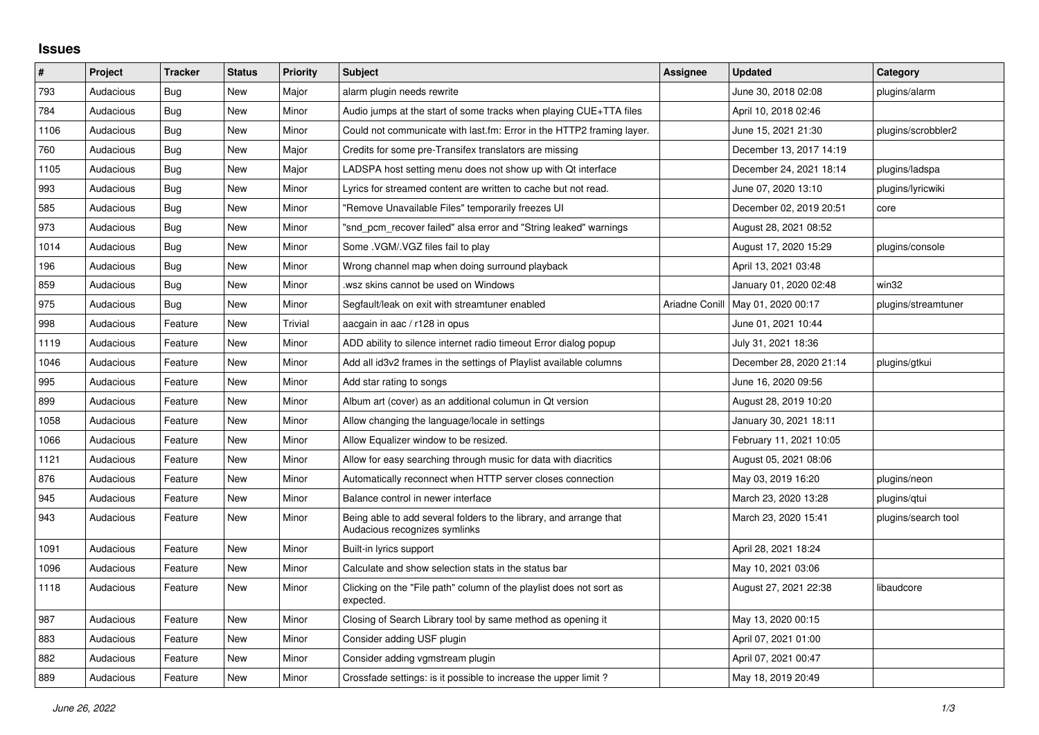# Issues

| # | Project | Tracker | Status | Priority | Subject | Assignee | Updated | Category |
|---|---|---|---|---|---|---|---|---|
| 793 | Audacious | Bug | New | Major | alarm plugin needs rewrite | | June 30, 2018 02:08 | plugins/alarm |
| 784 | Audacious | Bug | New | Minor | Audio jumps at the start of some tracks when playing CUE+TTA files | | April 10, 2018 02:46 | |
| 1106 | Audacious | Bug | New | Minor | Could not communicate with last.fm: Error in the HTTP2 framing layer. | | June 15, 2021 21:30 | plugins/scrobbler2 |
| 760 | Audacious | Bug | New | Major | Credits for some pre-Transifex translators are missing | | December 13, 2017 14:19 | |
| 1105 | Audacious | Bug | New | Major | LADSPA host setting menu does not show up with Qt interface | | December 24, 2021 18:14 | plugins/ladspa |
| 993 | Audacious | Bug | New | Minor | Lyrics for streamed content are written to cache but not read. | | June 07, 2020 13:10 | plugins/lyricwiki |
| 585 | Audacious | Bug | New | Minor | "Remove Unavailable Files" temporarily freezes UI | | December 02, 2019 20:51 | core |
| 973 | Audacious | Bug | New | Minor | "snd_pcm_recover failed" alsa error and "String leaked" warnings | | August 28, 2021 08:52 | |
| 1014 | Audacious | Bug | New | Minor | Some .VGM/.VGZ files fail to play | | August 17, 2020 15:29 | plugins/console |
| 196 | Audacious | Bug | New | Minor | Wrong channel map when doing surround playback | | April 13, 2021 03:48 | |
| 859 | Audacious | Bug | New | Minor | .wsz skins cannot be used on Windows | | January 01, 2020 02:48 | win32 |
| 975 | Audacious | Bug | New | Minor | Segfault/leak on exit with streamtuner enabled | Ariadne Conill | May 01, 2020 00:17 | plugins/streamtuner |
| 998 | Audacious | Feature | New | Trivial | aacgain in aac / r128 in opus | | June 01, 2021 10:44 | |
| 1119 | Audacious | Feature | New | Minor | ADD ability to silence internet radio timeout Error dialog popup | | July 31, 2021 18:36 | |
| 1046 | Audacious | Feature | New | Minor | Add all id3v2 frames in the settings of Playlist available columns | | December 28, 2020 21:14 | plugins/gtkui |
| 995 | Audacious | Feature | New | Minor | Add star rating to songs | | June 16, 2020 09:56 | |
| 899 | Audacious | Feature | New | Minor | Album art (cover) as an additional columun in Qt version | | August 28, 2019 10:20 | |
| 1058 | Audacious | Feature | New | Minor | Allow changing the language/locale in settings | | January 30, 2021 18:11 | |
| 1066 | Audacious | Feature | New | Minor | Allow Equalizer window to be resized. | | February 11, 2021 10:05 | |
| 1121 | Audacious | Feature | New | Minor | Allow for easy searching through music for data with diacritics | | August 05, 2021 08:06 | |
| 876 | Audacious | Feature | New | Minor | Automatically reconnect when HTTP server closes connection | | May 03, 2019 16:20 | plugins/neon |
| 945 | Audacious | Feature | New | Minor | Balance control in newer interface | | March 23, 2020 13:28 | plugins/qtui |
| 943 | Audacious | Feature | New | Minor | Being able to add several folders to the library, and arrange that Audacious recognizes symlinks | | March 23, 2020 15:41 | plugins/search tool |
| 1091 | Audacious | Feature | New | Minor | Built-in lyrics support | | April 28, 2021 18:24 | |
| 1096 | Audacious | Feature | New | Minor | Calculate and show selection stats in the status bar | | May 10, 2021 03:06 | |
| 1118 | Audacious | Feature | New | Minor | Clicking on the "File path" column of the playlist does not sort as expected. | | August 27, 2021 22:38 | libaudcore |
| 987 | Audacious | Feature | New | Minor | Closing of Search Library tool by same method as opening it | | May 13, 2020 00:15 | |
| 883 | Audacious | Feature | New | Minor | Consider adding USF plugin | | April 07, 2021 01:00 | |
| 882 | Audacious | Feature | New | Minor | Consider adding vgmstream plugin | | April 07, 2021 00:47 | |
| 889 | Audacious | Feature | New | Minor | Crossfade settings: is it possible to increase the upper limit ? | | May 18, 2019 20:49 | |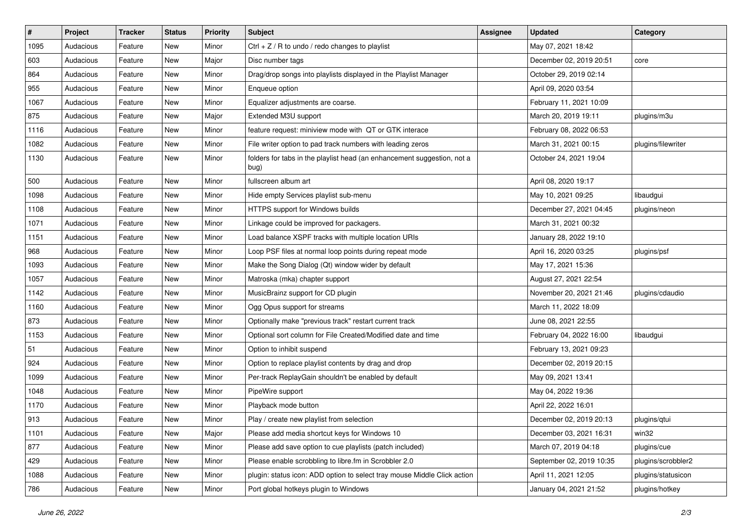| # | Project | Tracker | Status | Priority | Subject | Assignee | Updated | Category |
|---|---|---|---|---|---|---|---|---|
| 1095 | Audacious | Feature | New | Minor | Ctrl + Z / R to undo / redo changes to playlist | | May 07, 2021 18:42 | |
| 603 | Audacious | Feature | New | Major | Disc number tags | | December 02, 2019 20:51 | core |
| 864 | Audacious | Feature | New | Minor | Drag/drop songs into playlists displayed in the Playlist Manager | | October 29, 2019 02:14 | |
| 955 | Audacious | Feature | New | Minor | Enqueue option | | April 09, 2020 03:54 | |
| 1067 | Audacious | Feature | New | Minor | Equalizer adjustments are coarse. | | February 11, 2021 10:09 | |
| 875 | Audacious | Feature | New | Major | Extended M3U support | | March 20, 2019 19:11 | plugins/m3u |
| 1116 | Audacious | Feature | New | Minor | feature request: miniview mode with QT or GTK interace | | February 08, 2022 06:53 | |
| 1082 | Audacious | Feature | New | Minor | File writer option to pad track numbers with leading zeros | | March 31, 2021 00:15 | plugins/filewriter |
| 1130 | Audacious | Feature | New | Minor | folders for tabs in the playlist head (an enhancement suggestion, not a bug) | | October 24, 2021 19:04 | |
| 500 | Audacious | Feature | New | Minor | fullscreen album art | | April 08, 2020 19:17 | |
| 1098 | Audacious | Feature | New | Minor | Hide empty Services playlist sub-menu | | May 10, 2021 09:25 | libaudgui |
| 1108 | Audacious | Feature | New | Minor | HTTPS support for Windows builds | | December 27, 2021 04:45 | plugins/neon |
| 1071 | Audacious | Feature | New | Minor | Linkage could be improved for packagers. | | March 31, 2021 00:32 | |
| 1151 | Audacious | Feature | New | Minor | Load balance XSPF tracks with multiple location URIs | | January 28, 2022 19:10 | |
| 968 | Audacious | Feature | New | Minor | Loop PSF files at normal loop points during repeat mode | | April 16, 2020 03:25 | plugins/psf |
| 1093 | Audacious | Feature | New | Minor | Make the Song Dialog (Qt) window wider by default | | May 17, 2021 15:36 | |
| 1057 | Audacious | Feature | New | Minor | Matroska (mka) chapter support | | August 27, 2021 22:54 | |
| 1142 | Audacious | Feature | New | Minor | MusicBrainz support for CD plugin | | November 20, 2021 21:46 | plugins/cdaudio |
| 1160 | Audacious | Feature | New | Minor | Ogg Opus support for streams | | March 11, 2022 18:09 | |
| 873 | Audacious | Feature | New | Minor | Optionally make "previous track" restart current track | | June 08, 2021 22:55 | |
| 1153 | Audacious | Feature | New | Minor | Optional sort column for File Created/Modified date and time | | February 04, 2022 16:00 | libaudgui |
| 51 | Audacious | Feature | New | Minor | Option to inhibit suspend | | February 13, 2021 09:23 | |
| 924 | Audacious | Feature | New | Minor | Option to replace playlist contents by drag and drop | | December 02, 2019 20:15 | |
| 1099 | Audacious | Feature | New | Minor | Per-track ReplayGain shouldn't be enabled by default | | May 09, 2021 13:41 | |
| 1048 | Audacious | Feature | New | Minor | PipeWire support | | May 04, 2022 19:36 | |
| 1170 | Audacious | Feature | New | Minor | Playback mode button | | April 22, 2022 16:01 | |
| 913 | Audacious | Feature | New | Minor | Play / create new playlist from selection | | December 02, 2019 20:13 | plugins/qtui |
| 1101 | Audacious | Feature | New | Major | Please add media shortcut keys for Windows 10 | | December 03, 2021 16:31 | win32 |
| 877 | Audacious | Feature | New | Minor | Please add save option to cue playlists (patch included) | | March 07, 2019 04:18 | plugins/cue |
| 429 | Audacious | Feature | New | Minor | Please enable scrobbling to libre.fm in Scrobbler 2.0 | | September 02, 2019 10:35 | plugins/scrobbler2 |
| 1088 | Audacious | Feature | New | Minor | plugin: status icon: ADD option to select tray mouse Middle Click action | | April 11, 2021 12:05 | plugins/statusicon |
| 786 | Audacious | Feature | New | Minor | Port global hotkeys plugin to Windows | | January 04, 2021 21:52 | plugins/hotkey |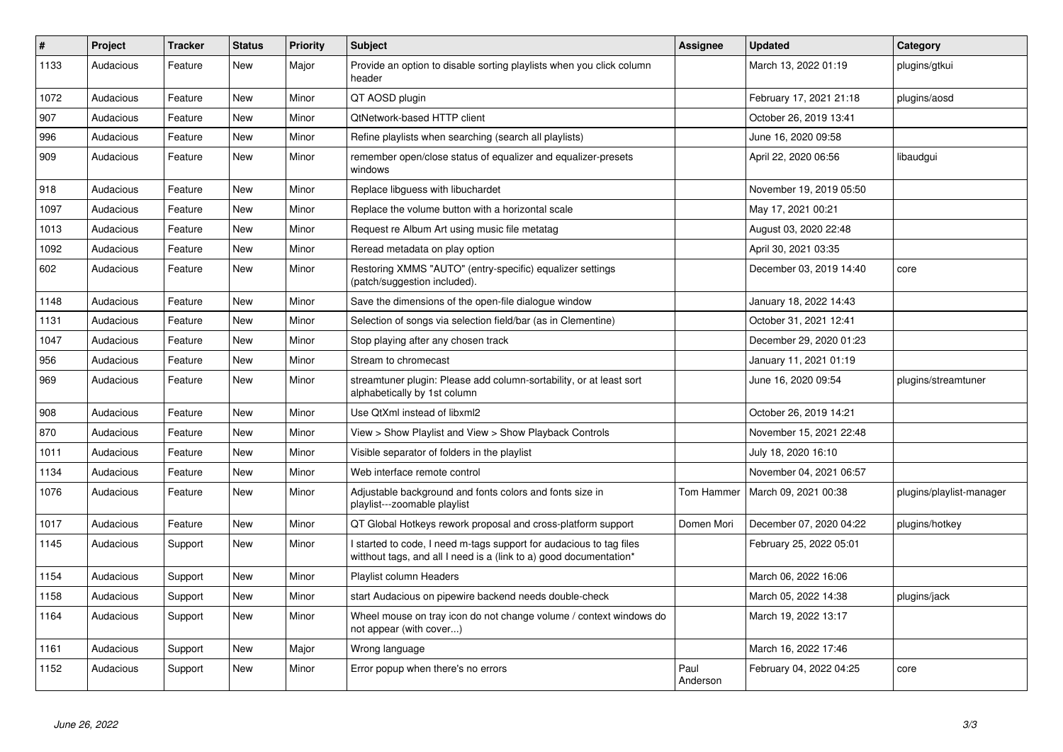| # | Project | Tracker | Status | Priority | Subject | Assignee | Updated | Category |
|---|---|---|---|---|---|---|---|---|
| 1133 | Audacious | Feature | New | Major | Provide an option to disable sorting playlists when you click column header | | March 13, 2022 01:19 | plugins/gtkui |
| 1072 | Audacious | Feature | New | Minor | QT AOSD plugin | | February 17, 2021 21:18 | plugins/aosd |
| 907 | Audacious | Feature | New | Minor | QtNetwork-based HTTP client | | October 26, 2019 13:41 | |
| 996 | Audacious | Feature | New | Minor | Refine playlists when searching (search all playlists) | | June 16, 2020 09:58 | |
| 909 | Audacious | Feature | New | Minor | remember open/close status of equalizer and equalizer-presets windows | | April 22, 2020 06:56 | libaudgui |
| 918 | Audacious | Feature | New | Minor | Replace libguess with libuchardet | | November 19, 2019 05:50 | |
| 1097 | Audacious | Feature | New | Minor | Replace the volume button with a horizontal scale | | May 17, 2021 00:21 | |
| 1013 | Audacious | Feature | New | Minor | Request re Album Art using music file metatag | | August 03, 2020 22:48 | |
| 1092 | Audacious | Feature | New | Minor | Reread metadata on play option | | April 30, 2021 03:35 | |
| 602 | Audacious | Feature | New | Minor | Restoring XMMS "AUTO" (entry-specific) equalizer settings (patch/suggestion included). | | December 03, 2019 14:40 | core |
| 1148 | Audacious | Feature | New | Minor | Save the dimensions of the open-file dialogue window | | January 18, 2022 14:43 | |
| 1131 | Audacious | Feature | New | Minor | Selection of songs via selection field/bar (as in Clementine) | | October 31, 2021 12:41 | |
| 1047 | Audacious | Feature | New | Minor | Stop playing after any chosen track | | December 29, 2020 01:23 | |
| 956 | Audacious | Feature | New | Minor | Stream to chromecast | | January 11, 2021 01:19 | |
| 969 | Audacious | Feature | New | Minor | streamtuner plugin: Please add column-sortability, or at least sort alphabetically by 1st column | | June 16, 2020 09:54 | plugins/streamtuner |
| 908 | Audacious | Feature | New | Minor | Use QtXml instead of libxml2 | | October 26, 2019 14:21 | |
| 870 | Audacious | Feature | New | Minor | View > Show Playlist and View > Show Playback Controls | | November 15, 2021 22:48 | |
| 1011 | Audacious | Feature | New | Minor | Visible separator of folders in the playlist | | July 18, 2020 16:10 | |
| 1134 | Audacious | Feature | New | Minor | Web interface remote control | | November 04, 2021 06:57 | |
| 1076 | Audacious | Feature | New | Minor | Adjustable background and fonts colors and fonts size in playlist---zoomable playlist | Tom Hammer | March 09, 2021 00:38 | plugins/playlist-manager |
| 1017 | Audacious | Feature | New | Minor | QT Global Hotkeys rework proposal and cross-platform support | Domen Mori | December 07, 2020 04:22 | plugins/hotkey |
| 1145 | Audacious | Support | New | Minor | I started to code, I need m-tags support for audacious to tag files witthout tags, and all I need is a (link to a) good documentation* | | February 25, 2022 05:01 | |
| 1154 | Audacious | Support | New | Minor | Playlist column Headers | | March 06, 2022 16:06 | |
| 1158 | Audacious | Support | New | Minor | start Audacious on pipewire backend needs double-check | | March 05, 2022 14:38 | plugins/jack |
| 1164 | Audacious | Support | New | Minor | Wheel mouse on tray icon do not change volume / context windows do not appear (with cover...) | | March 19, 2022 13:17 | |
| 1161 | Audacious | Support | New | Major | Wrong language | | March 16, 2022 17:46 | |
| 1152 | Audacious | Support | New | Minor | Error popup when there's no errors | Paul Anderson | February 04, 2022 04:25 | core |

*June 26, 2022*